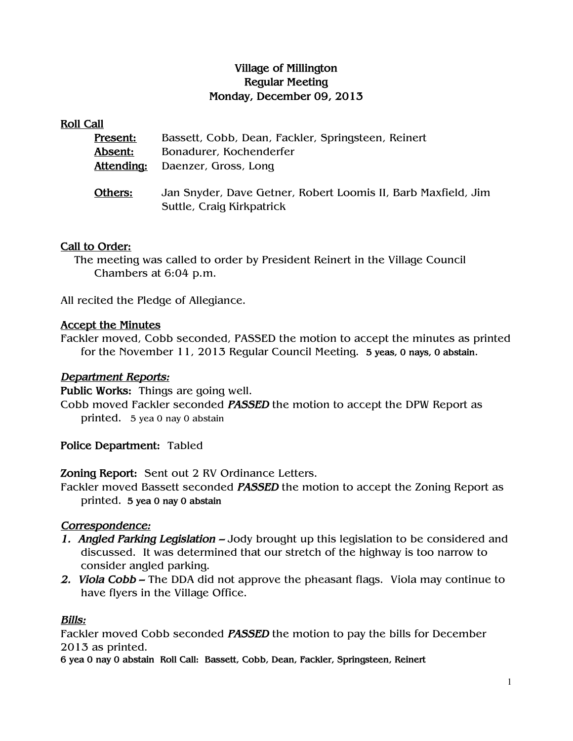# Village of Millington
## Regular Meeting
## Monday, December 09, 2013

**Roll Call**

**Present:** Bassett, Cobb, Dean, Fackler, Springsteen, Reinert
**Absent:** Bonadurer, Kochenderfer
**Attending:** Daenzer, Gross, Long

**Others:** Jan Snyder, Dave Getner, Robert Loomis II, Barb Maxfield, Jim Suttle, Craig Kirkpatrick

**Call to Order:**
The meeting was called to order by President Reinert in the Village Council Chambers at 6:04 p.m.

All recited the Pledge of Allegiance.

**Accept the Minutes**
Fackler moved, Cobb seconded, PASSED the motion to accept the minutes as printed for the November 11, 2013 Regular Council Meeting. **5 yeas, 0 nays, 0 abstain.**

***Department Reports:***
**Public Works:** Things are going well.
Cobb moved Fackler seconded ***PASSED*** the motion to accept the DPW Report as printed. 5 yea 0 nay 0 abstain

**Police Department:** Tabled

**Zoning Report:** Sent out 2 RV Ordinance Letters.
Fackler moved Bassett seconded ***PASSED*** the motion to accept the Zoning Report as printed. **5 yea 0 nay 0 abstain**

***Correspondence:***
1. ***Angled Parking Legislation –*** Jody brought up this legislation to be considered and discussed. It was determined that our stretch of the highway is too narrow to consider angled parking.
2. ***Viola Cobb –*** The DDA did not approve the pheasant flags. Viola may continue to have flyers in the Village Office.

***Bills:***
Fackler moved Cobb seconded ***PASSED*** the motion to pay the bills for December 2013 as printed.
**6 yea 0 nay 0 abstain Roll Call: Bassett, Cobb, Dean, Fackler, Springsteen, Reinert**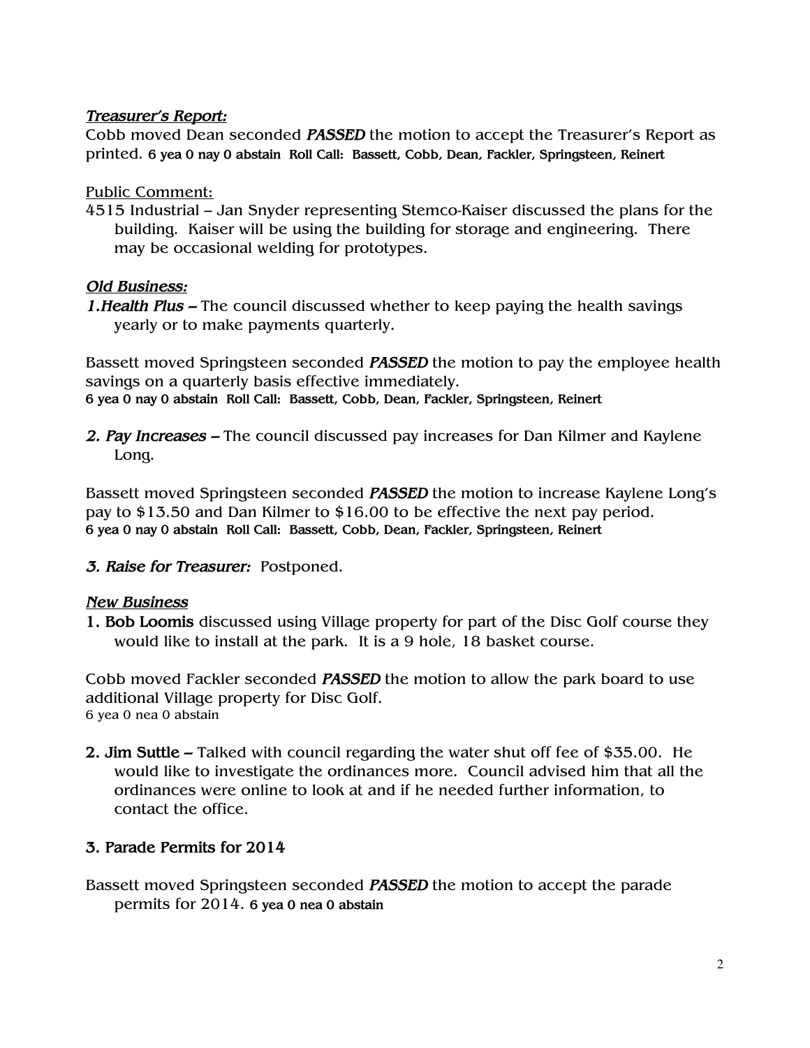***Treasurer's Report:***

Cobb moved Dean seconded ***PASSED*** the motion to accept the Treasurer's Report as printed. **6 yea 0 nay 0 abstain Roll Call: Bassett, Cobb, Dean, Fackler, Springsteen, Reinert**

Public Comment:

4515 Industrial – Jan Snyder representing Stemco-Kaiser discussed the plans for the building. Kaiser will be using the building for storage and engineering. There may be occasional welding for prototypes.

***Old Business:***

***1.Health Plus –*** The council discussed whether to keep paying the health savings yearly or to make payments quarterly.

Bassett moved Springsteen seconded ***PASSED*** the motion to pay the employee health savings on a quarterly basis effective immediately.
**6 yea 0 nay 0 abstain Roll Call: Bassett, Cobb, Dean, Fackler, Springsteen, Reinert**

***2. Pay Increases –*** The council discussed pay increases for Dan Kilmer and Kaylene Long.

Bassett moved Springsteen seconded ***PASSED*** the motion to increase Kaylene Long's pay to $13.50 and Dan Kilmer to $16.00 to be effective the next pay period.
**6 yea 0 nay 0 abstain Roll Call: Bassett, Cobb, Dean, Fackler, Springsteen, Reinert**

***3. Raise for Treasurer:*** Postponed.

***New Business***

**1. Bob Loomis** discussed using Village property for part of the Disc Golf course they would like to install at the park. It is a 9 hole, 18 basket course.

Cobb moved Fackler seconded ***PASSED*** the motion to allow the park board to use additional Village property for Disc Golf.
6 yea 0 nea 0 abstain

**2. Jim Suttle –** Talked with council regarding the water shut off fee of $35.00. He would like to investigate the ordinances more. Council advised him that all the ordinances were online to look at and if he needed further information, to contact the office.

**3. Parade Permits for 2014**

Bassett moved Springsteen seconded ***PASSED*** the motion to accept the parade permits for 2014. **6 yea 0 nea 0 abstain**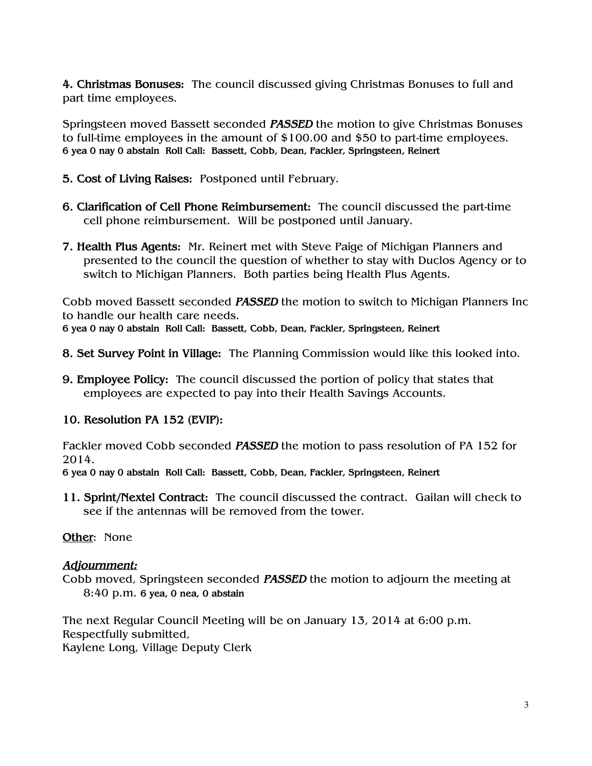**4. Christmas Bonuses:** The council discussed giving Christmas Bonuses to full and part time employees.

Springsteen moved Bassett seconded ***PASSED*** the motion to give Christmas Bonuses to full-time employees in the amount of $100.00 and $50 to part-time employees.
**6 yea 0 nay 0 abstain Roll Call: Bassett, Cobb, Dean, Fackler, Springsteen, Reinert**

**5. Cost of Living Raises:** Postponed until February.

**6. Clarification of Cell Phone Reimbursement:** The council discussed the part-time cell phone reimbursement. Will be postponed until January.

**7. Health Plus Agents:** Mr. Reinert met with Steve Paige of Michigan Planners and presented to the council the question of whether to stay with Duclos Agency or to switch to Michigan Planners. Both parties being Health Plus Agents.

Cobb moved Bassett seconded ***PASSED*** the motion to switch to Michigan Planners Inc to handle our health care needs.
**6 yea 0 nay 0 abstain Roll Call: Bassett, Cobb, Dean, Fackler, Springsteen, Reinert**

**8. Set Survey Point in Village:** The Planning Commission would like this looked into.

**9. Employee Policy:** The council discussed the portion of policy that states that employees are expected to pay into their Health Savings Accounts.

**10. Resolution PA 152 (EVIP):**

Fackler moved Cobb seconded ***PASSED*** the motion to pass resolution of PA 152 for 2014.
**6 yea 0 nay 0 abstain Roll Call: Bassett, Cobb, Dean, Fackler, Springsteen, Reinert**

**11. Sprint/Nextel Contract:** The council discussed the contract. Gailan will check to see if the antennas will be removed from the tower.

**Other**: None

***Adjournment:***
Cobb moved, Springsteen seconded ***PASSED*** the motion to adjourn the meeting at 8:40 p.m. **6 yea, 0 nea, 0 abstain**

The next Regular Council Meeting will be on January 13, 2014 at 6:00 p.m.
Respectfully submitted,
Kaylene Long, Village Deputy Clerk